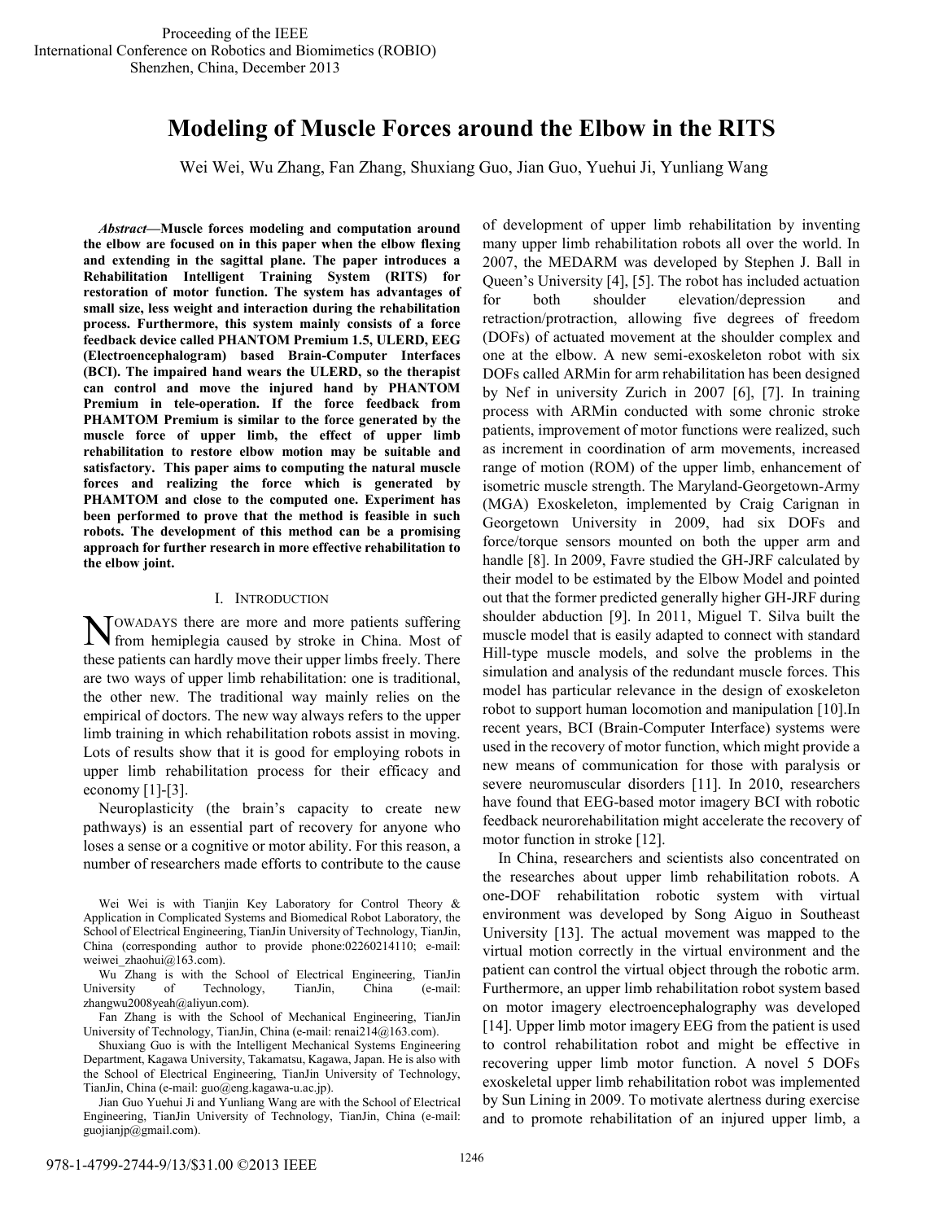# Modeling of Muscle Forces around the Elbow in the RITS

Wei Wei, Wu Zhang, Fan Zhang, Shuxiang Guo, Jian Guo, Yuehui Ji, Yunliang Wang

***Abstract*—Muscle forces modeling and computation around the elbow are focused on in this paper when the elbow flexing and extending in the sagittal plane. The paper introduces a Rehabilitation Intelligent Training System (RITS) for restoration of motor function. The system has advantages of small size, less weight and interaction during the rehabilitation process. Furthermore, this system mainly consists of a force feedback device called PHANTOM Premium 1.5, ULERD, EEG (Electroencephalogram) based Brain-Computer Interfaces (BCI). The impaired hand wears the ULERD, so the therapist can control and move the injured hand by PHANTOM Premium in tele-operation. If the force feedback from PHAMTOM Premium is similar to the force generated by the muscle force of upper limb, the effect of upper limb rehabilitation to restore elbow motion may be suitable and satisfactory. This paper aims to computing the natural muscle forces and realizing the force which is generated by PHAMTOM and close to the computed one. Experiment has been performed to prove that the method is feasible in such robots. The development of this method can be a promising approach for further research in more effective rehabilitation to the elbow joint.**

## I. Introduction

Nowadays there are more and more patients suffering from hemiplegia caused by stroke in China. Most of these patients can hardly move their upper limbs freely. There are two ways of upper limb rehabilitation: one is traditional, the other new. The traditional way mainly relies on the empirical of doctors. The new way always refers to the upper limb training in which rehabilitation robots assist in moving. Lots of results show that it is good for employing robots in upper limb rehabilitation process for their efficacy and economy [1]-[3].

Neuroplasticity (the brain's capacity to create new pathways) is an essential part of recovery for anyone who loses a sense or a cognitive or motor ability. For this reason, a number of researchers made efforts to contribute to the cause of development of upper limb rehabilitation by inventing many upper limb rehabilitation robots all over the world. In 2007, the MEDARM was developed by Stephen J. Ball in Queen's University [4], [5]. The robot has included actuation for both shoulder elevation/depression and retraction/protraction, allowing five degrees of freedom (DOFs) of actuated movement at the shoulder complex and one at the elbow. A new semi-exoskeleton robot with six DOFs called ARMin for arm rehabilitation has been designed by Nef in university Zurich in 2007 [6], [7]. In training process with ARMin conducted with some chronic stroke patients, improvement of motor functions were realized, such as increment in coordination of arm movements, increased range of motion (ROM) of the upper limb, enhancement of isometric muscle strength. The Maryland-Georgetown-Army (MGA) Exoskeleton, implemented by Craig Carignan in Georgetown University in 2009, had six DOFs and force/torque sensors mounted on both the upper arm and handle [8]. In 2009, Favre studied the GH-JRF calculated by their model to be estimated by the Elbow Model and pointed out that the former predicted generally higher GH-JRF during shoulder abduction [9]. In 2011, Miguel T. Silva built the muscle model that is easily adapted to connect with standard Hill-type muscle models, and solve the problems in the simulation and analysis of the redundant muscle forces. This model has particular relevance in the design of exoskeleton robot to support human locomotion and manipulation [10].In recent years, BCI (Brain-Computer Interface) systems were used in the recovery of motor function, which might provide a new means of communication for those with paralysis or severe neuromuscular disorders [11]. In 2010, researchers have found that EEG-based motor imagery BCI with robotic feedback neurorehabilitation might accelerate the recovery of motor function in stroke [12].

In China, researchers and scientists also concentrated on the researches about upper limb rehabilitation robots. A one-DOF rehabilitation robotic system with virtual environment was developed by Song Aiguo in Southeast University [13]. The actual movement was mapped to the virtual motion correctly in the virtual environment and the patient can control the virtual object through the robotic arm. Furthermore, an upper limb rehabilitation robot system based on motor imagery electroencephalography was developed [14]. Upper limb motor imagery EEG from the patient is used to control rehabilitation robot and might be effective in recovering upper limb motor function. A novel 5 DOFs exoskeletal upper limb rehabilitation robot was implemented by Sun Lining in 2009. To motivate alertness during exercise and to promote rehabilitation of an injured upper limb, a

---

Wei Wei is with Tianjin Key Laboratory for Control Theory & Application in Complicated Systems and Biomedical Robot Laboratory, the School of Electrical Engineering, TianJin University of Technology, TianJin, China (corresponding author to provide phone:02260214110; e-mail: weiwei_zhaohui@163.com).

Wu Zhang is with the School of Electrical Engineering, TianJin University of Technology, TianJin, China (e-mail: zhangwu2008yeah@aliyun.com).

Fan Zhang is with the School of Mechanical Engineering, TianJin University of Technology, TianJin, China (e-mail: renai214@163.com).

Shuxiang Guo is with the Intelligent Mechanical Systems Engineering Department, Kagawa University, Takamatsu, Kagawa, Japan. He is also with the School of Electrical Engineering, TianJin University of Technology, TianJin, China (e-mail: guo@eng.kagawa-u.ac.jp).

Jian Guo Yuehui Ji and Yunliang Wang are with the School of Electrical Engineering, TianJin University of Technology, TianJin, China (e-mail: guojianjp@gmail.com).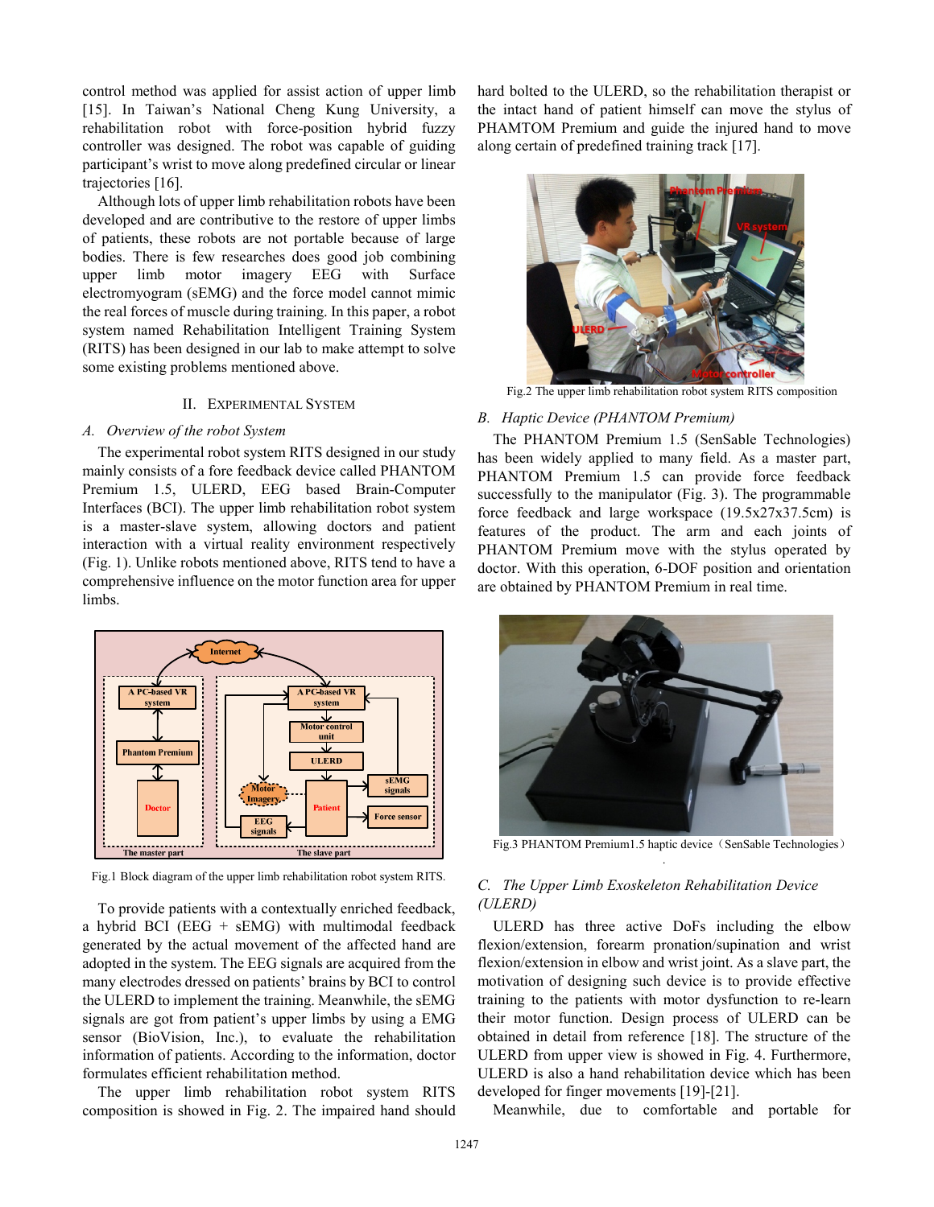control method was applied for assist action of upper limb [15]. In Taiwan's National Cheng Kung University, a rehabilitation robot with force-position hybrid fuzzy controller was designed. The robot was capable of guiding participant's wrist to move along predefined circular or linear trajectories [16].

Although lots of upper limb rehabilitation robots have been developed and are contributive to the restore of upper limbs of patients, these robots are not portable because of large bodies. There is few researches does good job combining upper limb motor imagery EEG with Surface electromyogram (sEMG) and the force model cannot mimic the real forces of muscle during training. In this paper, a robot system named Rehabilitation Intelligent Training System (RITS) has been designed in our lab to make attempt to solve some existing problems mentioned above.

## II. Experimental System

### A. Overview of the robot System

The experimental robot system RITS designed in our study mainly consists of a fore feedback device called PHANTOM Premium 1.5, ULERD, EEG based Brain-Computer Interfaces (BCI). The upper limb rehabilitation robot system is a master-slave system, allowing doctors and patient interaction with a virtual reality environment respectively (Fig. 1). Unlike robots mentioned above, RITS tend to have a comprehensive influence on the motor function area for upper limbs.

Fig.1 Block diagram of the upper limb rehabilitation robot system RITS.

To provide patients with a contextually enriched feedback, a hybrid BCI (EEG + sEMG) with multimodal feedback generated by the actual movement of the affected hand are adopted in the system. The EEG signals are acquired from the many electrodes dressed on patients' brains by BCI to control the ULERD to implement the training. Meanwhile, the sEMG signals are got from patient's upper limbs by using a EMG sensor (BioVision, Inc.), to evaluate the rehabilitation information of patients. According to the information, doctor formulates efficient rehabilitation method.

The upper limb rehabilitation robot system RITS composition is showed in Fig. 2. The impaired hand should hard bolted to the ULERD, so the rehabilitation therapist or the intact hand of patient himself can move the stylus of PHAMTOM Premium and guide the injured hand to move along certain of predefined training track [17].

Fig.2 The upper limb rehabilitation robot system RITS composition

### B. Haptic Device (PHANTOM Premium)

The PHANTOM Premium 1.5 (SenSable Technologies) has been widely applied to many field. As a master part, PHANTOM Premium 1.5 can provide force feedback successfully to the manipulator (Fig. 3). The programmable force feedback and large workspace (19.5x27x37.5cm) is features of the product. The arm and each joints of PHANTOM Premium move with the stylus operated by doctor. With this operation, 6-DOF position and orientation are obtained by PHANTOM Premium in real time.

Fig.3 PHANTOM Premium1.5 haptic device（SenSable Technologies）

### C. The Upper Limb Exoskeleton Rehabilitation Device (ULERD)

ULERD has three active DoFs including the elbow flexion/extension, forearm pronation/supination and wrist flexion/extension in elbow and wrist joint. As a slave part, the motivation of designing such device is to provide effective training to the patients with motor dysfunction to re-learn their motor function. Design process of ULERD can be obtained in detail from reference [18]. The structure of the ULERD from upper view is showed in Fig. 4. Furthermore, ULERD is also a hand rehabilitation device which has been developed for finger movements [19]-[21].

Meanwhile, due to comfortable and portable for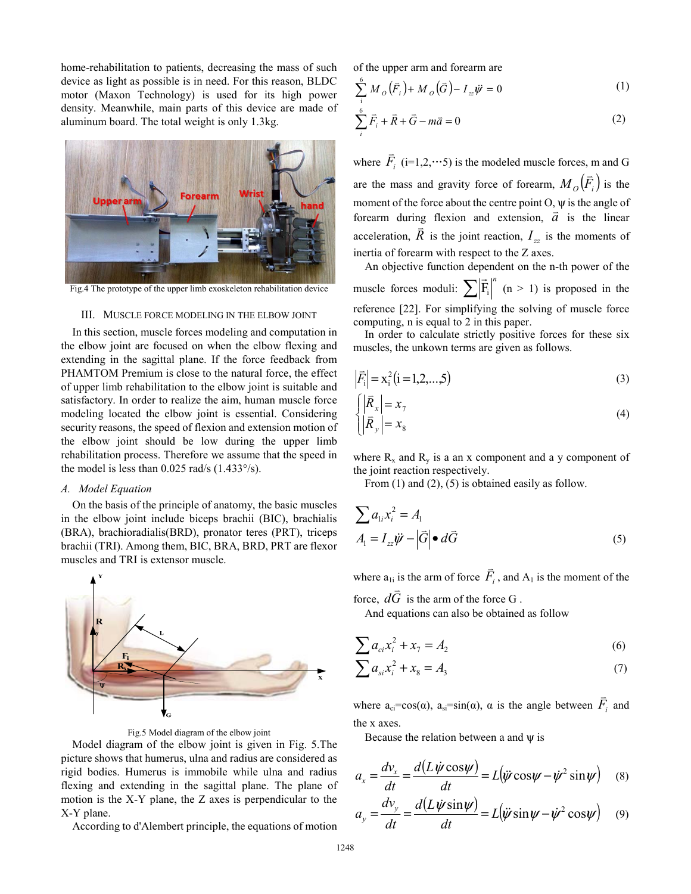home-rehabilitation to patients, decreasing the mass of such device as light as possible is in need. For this reason, BLDC motor (Maxon Technology) is used for its high power density. Meanwhile, main parts of this device are made of aluminum board. The total weight is only 1.3kg.

Fig.4 The prototype of the upper limb exoskeleton rehabilitation device

## III. Muscle Force Modeling in the Elbow Joint

In this section, muscle forces modeling and computation in the elbow joint are focused on when the elbow flexing and extending in the sagittal plane. If the force feedback from PHAMTOM Premium is close to the natural force, the effect of upper limb rehabilitation to the elbow joint is suitable and satisfactory. In order to realize the aim, human muscle force modeling located the elbow joint is essential. Considering security reasons, the speed of flexion and extension motion of the elbow joint should be low during the upper limb rehabilitation process. Therefore we assume that the speed in the model is less than 0.025 rad/s (1.433°/s).

### *A. Model Equation*

On the basis of the principle of anatomy, the basic muscles in the elbow joint include biceps brachii (BIC), brachialis (BRA), brachioradialis(BRD), pronator teres (PRT), triceps brachii (TRI). Among them, BIC, BRA, BRD, PRT are flexor muscles and TRI is extensor muscle.

Fig.5 Model diagram of the elbow joint

Model diagram of the elbow joint is given in Fig. 5.The picture shows that humerus, ulna and radius are considered as rigid bodies. Humerus is immobile while ulna and radius flexing and extending in the sagittal plane. The plane of motion is the X-Y plane, the Z axes is perpendicular to the X-Y plane.

According to d'Alembert principle, the equations of motion of the upper arm and forearm are

$$\sum_{i}^{6} M_O\left(\vec{F}_i\right) + M_O\left(\vec{G}\right) - I_{zz}\ddot{\psi} = 0 \tag{1}$$

$$\sum_{i}^{6} \vec{F}_i + \vec{R} + \vec{G} - m\vec{a} = 0 \tag{2}$$

where $\vec{F}_i$ (i=1,2,⋯5) is the modeled muscle forces, m and G are the mass and gravity force of forearm, $M_O\left(\vec{F}_i\right)$ is the moment of the force about the centre point O, ψ is the angle of forearm during flexion and extension, $\vec{a}$ is the linear acceleration, $\vec{R}$ is the joint reaction, $I_{zz}$ is the moments of inertia of forearm with respect to the Z axes.

An objective function dependent on the n-th power of the muscle forces moduli: $\sum\left|\vec{F}_i\right|^n$ (n > 1) is proposed in the reference [22]. For simplifying the solving of muscle force computing, n is equal to 2 in this paper.

In order to calculate strictly positive forces for these six muscles, the unkown terms are given as follows.

$$\left|\vec{F}_i\right| = x_i^2 (i = 1,2,...,5) \tag{3}$$

$$\begin{cases} \left|\vec{R}_x\right| = x_7 \\ \left|\vec{R}_y\right| = x_8 \end{cases} \tag{4}$$

where $R_x$ and $R_y$ is a an x component and a y component of the joint reaction respectively.

From (1) and (2), (5) is obtained easily as follow.

$$\begin{aligned} &\sum a_{1i} x_i^2 = A_1 \\ &A_1 = I_{zz}\ddot{\psi} - \left|\vec{G}\right| \bullet d\vec{G} \end{aligned} \tag{5}$$

where $a_{1i}$ is the arm of force $\vec{F}_i$, and $A_1$ is the moment of the force, $d\vec{G}$ is the arm of the force G .

And equations can also be obtained as follow

$$\sum a_{ci} x_i^2 + x_7 = A_2 \tag{6}$$

$$\sum a_{si} x_i^2 + x_8 = A_3 \tag{7}$$

where $a_{ci}$=cos(α), $a_{si}$=sin(α), α is the angle between $\vec{F}_i$ and the x axes.

Because the relation between a and ψ is

$$a_x = \frac{dv_x}{dt} = \frac{d\left(L\dot{\psi}\cos\psi\right)}{dt} = L\left(\ddot{\psi}\cos\psi - \dot{\psi}^2\sin\psi\right) \tag{8}$$

$$a_y = \frac{dv_y}{dt} = \frac{d\left(L\dot{\psi}\sin\psi\right)}{dt} = L\left(\ddot{\psi}\sin\psi - \dot{\psi}^2\cos\psi\right) \tag{9}$$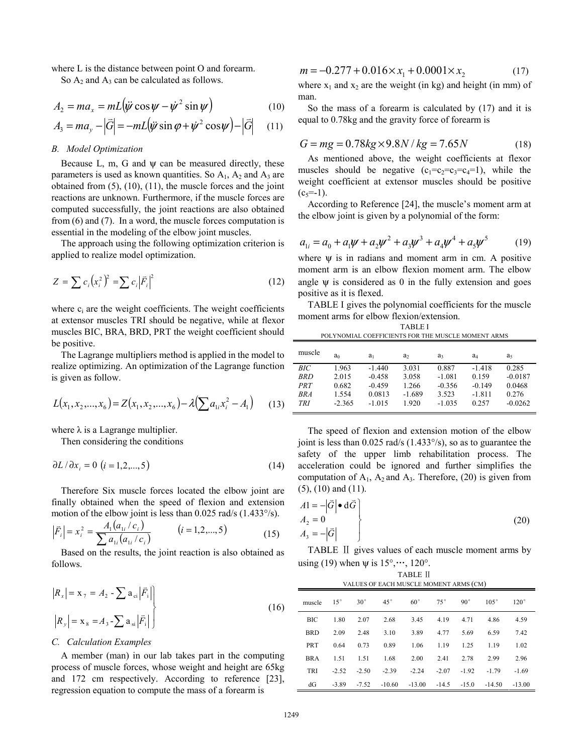where L is the distance between point O and forearm.

So $A_2$ and $A_3$ can be calculated as follows.

$$A_2 = ma_x = mL\left(\ddot{\psi}\cos\psi - \dot{\psi}^2 \sin\psi\right) \tag{10}$$

$$A_3 = ma_y - \left|\vec{G}\right| = -mL\left(\ddot{\psi}\sin\varphi + \dot{\psi}^2 \cos\psi\right) - \left|\vec{G}\right| \tag{11}$$

### B. Model Optimization

Because L, m, G and ψ can be measured directly, these parameters is used as known quantities. So $A_1$, $A_2$ and $A_3$ are obtained from (5), (10), (11), the muscle forces and the joint reactions are unknown. Furthermore, if the muscle forces are computed successfully, the joint reactions are also obtained from (6) and (7). In a word, the muscle forces computation is essential in the modeling of the elbow joint muscles.

The approach using the following optimization criterion is applied to realize model optimization.

$$Z = \sum c_i \left(x_i^2\right)^2 = \sum c_i \left|\vec{F}_i\right|^2 \tag{12}$$

where $c_i$ are the weight coefficients. The weight coefficients at extensor muscles TRI should be negative, while at flexor muscles BIC, BRA, BRD, PRT the weight coefficient should be positive.

The Lagrange multipliers method is applied in the model to realize optimizing. An optimization of the Lagrange function is given as follow.

$$L(x_1, x_2, ..., x_6) = Z(x_1, x_2, ..., x_6) - \lambda\left(\sum a_{1i} x_i^2 - A_1\right) \tag{13}$$

where λ is a Lagrange multiplier.

Then considering the conditions

$$\partial L / \partial x_i = 0 \ (i = 1, 2, ..., 5) \tag{14}$$

Therefore Six muscle forces located the elbow joint are finally obtained when the speed of flexion and extension motion of the elbow joint is less than 0.025 rad/s (1.433°/s).

$$\left|\vec{F}_i\right| = x_i^2 = \frac{A_1 \left(a_{1i} / c_i\right)}{\sum a_{1i} \left(a_{1i} / c_i\right)} \qquad (i = 1, 2, ..., 5) \tag{15}$$

Based on the results, the joint reaction is also obtained as follows.

$$\left.\begin{aligned} \left|R_x\right| &= x_7 = A_2 - \sum a_{ci} \left|\vec{F}_i\right| \\ \left|R_y\right| &= x_8 = A_3 - \sum a_{si} \left|\vec{F}_i\right| \end{aligned}\right\} \tag{16}$$

### C. Calculation Examples

A member (man) in our lab takes part in the computing process of muscle forces, whose weight and height are 65kg and 172 cm respectively. According to reference [23], regression equation to compute the mass of a forearm is

$$m = -0.277 + 0.016 \times x_1 + 0.0001 \times x_2 \tag{17}$$

where $x_1$ and $x_2$ are the weight (in kg) and height (in mm) of man.

So the mass of a forearm is calculated by (17) and it is equal to 0.78kg and the gravity force of forearm is

$$G = mg = 0.78kg \times 9.8N/kg = 7.65N \tag{18}$$

As mentioned above, the weight coefficients at flexor muscles should be negative ($c_1=c_2=c_3=c_4=1$), while the weight coefficient at extensor muscles should be positive ($c_5=-1$).

According to Reference [24], the muscle's moment arm at the elbow joint is given by a polynomial of the form:

$$a_{1i} = a_0 + a_1\psi + a_2\psi^2 + a_3\psi^3 + a_4\psi^4 + a_5\psi^5 \tag{19}$$

where ψ is in radians and moment arm in cm. A positive moment arm is an elbow flexion moment arm. The elbow angle ψ is considered as 0 in the fully extension and goes positive as it is flexed.

TABLE I gives the polynomial coefficients for the muscle moment arms for elbow flexion/extension.

TABLE I
POLYNOMIAL COEFFICIENTS FOR THE MUSCLE MOMENT ARMS

| muscle | $a_0$ | $a_1$ | $a_2$ | $a_3$ | $a_4$ | $a_5$ |
|---|---|---|---|---|---|---|
| *BIC* | 1.963 | -1.440 | 3.031 | 0.887 | -1.418 | 0.285 |
| *BRD* | 2.015 | -0.458 | 3.058 | -1.081 | 0.159 | -0.0187 |
| *PRT* | 0.682 | -0.459 | 1.266 | -0.356 | -0.149 | 0.0468 |
| *BRA* | 1.554 | 0.0813 | -1.689 | 3.523 | -1.811 | 0.276 |
| *TRI* | -2.365 | -1.015 | 1.920 | -1.035 | 0.257 | -0.0262 |

The speed of flexion and extension motion of the elbow joint is less than 0.025 rad/s (1.433°/s), so as to guarantee the safety of the upper limb rehabilitation process. The acceleration could be ignored and further simplifies the computation of $A_1$, $A_2$ and $A_3$. Therefore, (20) is given from (5), (10) and (11).

$$\left.\begin{aligned} A1 &= -\left|\vec{G}\right| \bullet \mathrm{d}\vec{G} \\ A_2 &= 0 \\ A_3 &= -\left|\vec{G}\right| \end{aligned}\right\} \tag{20}$$

TABLE Ⅱ gives values of each muscle moment arms by using (19) when ψ is 15°,⋯, 120°.

TABLE Ⅱ
VALUES OF EACH MUSCLE MOMENT ARMS (CM)

| muscle | 15° | 30° | 45° | 60° | 75° | 90° | 105° | 120° |
|---|---|---|---|---|---|---|---|---|
| BIC | 1.80 | 2.07 | 2.68 | 3.45 | 4.19 | 4.71 | 4.86 | 4.59 |
| BRD | 2.09 | 2.48 | 3.10 | 3.89 | 4.77 | 5.69 | 6.59 | 7.42 |
| PRT | 0.64 | 0.73 | 0.89 | 1.06 | 1.19 | 1.25 | 1.19 | 1.02 |
| BRA | 1.51 | 1.51 | 1.68 | 2.00 | 2.41 | 2.78 | 2.99 | 2.96 |
| TRI | -2.52 | -2.50 | -2.39 | -2.24 | -2.07 | -1.92 | -1.79 | -1.69 |
| dG | -3.89 | -7.52 | -10.60 | -13.00 | -14.5 | -15.0 | -14.50 | -13.00 |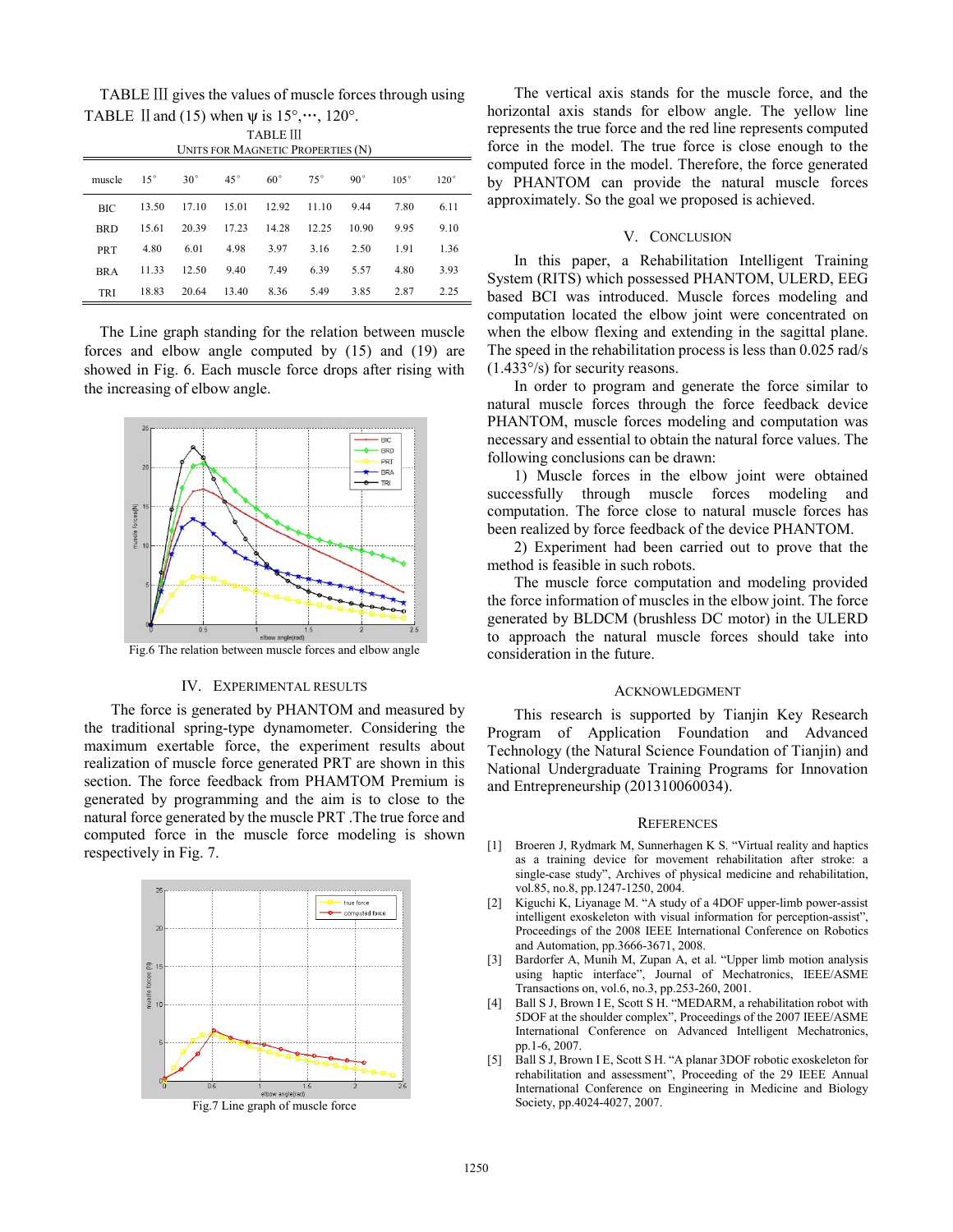TABLE Ⅲ gives the values of muscle forces through using TABLE Ⅱ and (15) when ψ is 15°,⋯, 120°.

TABLE Ⅲ
UNITS FOR MAGNETIC PROPERTIES (N)

| muscle | 15° | 30° | 45° | 60° | 75° | 90° | 105° | 120° |
|---|---|---|---|---|---|---|---|---|
| BIC | 13.50 | 17.10 | 15.01 | 12.92 | 11.10 | 9.44 | 7.80 | 6.11 |
| BRD | 15.61 | 20.39 | 17.23 | 14.28 | 12.25 | 10.90 | 9.95 | 9.10 |
| PRT | 4.80 | 6.01 | 4.98 | 3.97 | 3.16 | 2.50 | 1.91 | 1.36 |
| BRA | 11.33 | 12.50 | 9.40 | 7.49 | 6.39 | 5.57 | 4.80 | 3.93 |
| TRI | 18.83 | 20.64 | 13.40 | 8.36 | 5.49 | 3.85 | 2.87 | 2.25 |

The Line graph standing for the relation between muscle forces and elbow angle computed by (15) and (19) are showed in Fig. 6. Each muscle force drops after rising with the increasing of elbow angle.

Fig.6 The relation between muscle forces and elbow angle

## IV. EXPERIMENTAL RESULTS

The force is generated by PHANTOM and measured by the traditional spring-type dynamometer. Considering the maximum exertable force, the experiment results about realization of muscle force generated PRT are shown in this section. The force feedback from PHAMTOM Premium is generated by programming and the aim is to close to the natural force generated by the muscle PRT .The true force and computed force in the muscle force modeling is shown respectively in Fig. 7.

Fig.7 Line graph of muscle force

The vertical axis stands for the muscle force, and the horizontal axis stands for elbow angle. The yellow line represents the true force and the red line represents computed force in the model. The true force is close enough to the computed force in the model. Therefore, the force generated by PHANTOM can provide the natural muscle forces approximately. So the goal we proposed is achieved.

## V. CONCLUSION

In this paper, a Rehabilitation Intelligent Training System (RITS) which possessed PHANTOM, ULERD, EEG based BCI was introduced. Muscle forces modeling and computation located the elbow joint were concentrated on when the elbow flexing and extending in the sagittal plane. The speed in the rehabilitation process is less than 0.025 rad/s (1.433°/s) for security reasons.

In order to program and generate the force similar to natural muscle forces through the force feedback device PHANTOM, muscle forces modeling and computation was necessary and essential to obtain the natural force values. The following conclusions can be drawn:

1) Muscle forces in the elbow joint were obtained successfully through muscle forces modeling and computation. The force close to natural muscle forces has been realized by force feedback of the device PHANTOM.

2) Experiment had been carried out to prove that the method is feasible in such robots.

The muscle force computation and modeling provided the force information of muscles in the elbow joint. The force generated by BLDCM (brushless DC motor) in the ULERD to approach the natural muscle forces should take into consideration in the future.

## ACKNOWLEDGMENT

This research is supported by Tianjin Key Research Program of Application Foundation and Advanced Technology (the Natural Science Foundation of Tianjin) and National Undergraduate Training Programs for Innovation and Entrepreneurship (201310060034).

## REFERENCES

[1] Broeren J, Rydmark M, Sunnerhagen K S. "Virtual reality and haptics as a training device for movement rehabilitation after stroke: a single-case study", Archives of physical medicine and rehabilitation, vol.85, no.8, pp.1247-1250, 2004.

[2] Kiguchi K, Liyanage M. "A study of a 4DOF upper-limb power-assist intelligent exoskeleton with visual information for perception-assist", Proceedings of the 2008 IEEE International Conference on Robotics and Automation, pp.3666-3671, 2008.

[3] Bardorfer A, Munih M, Zupan A, et al. "Upper limb motion analysis using haptic interface", Journal of Mechatronics, IEEE/ASME Transactions on, vol.6, no.3, pp.253-260, 2001.

[4] Ball S J, Brown I E, Scott S H. "MEDARM, a rehabilitation robot with 5DOF at the shoulder complex", Proceedings of the 2007 IEEE/ASME International Conference on Advanced Intelligent Mechatronics, pp.1-6, 2007.

[5] Ball S J, Brown I E, Scott S H. "A planar 3DOF robotic exoskeleton for rehabilitation and assessment", Proceeding of the 29 IEEE Annual International Conference on Engineering in Medicine and Biology Society, pp.4024-4027, 2007.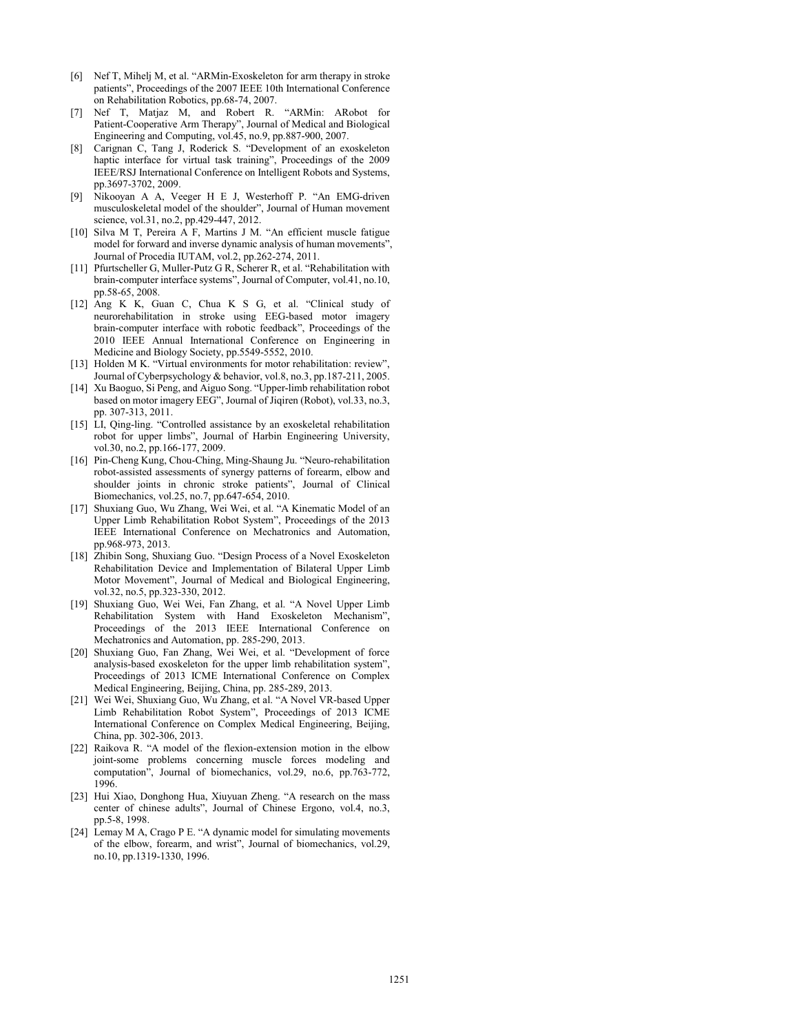- [6] Nef T, Mihelj M, et al. “ARMin-Exoskeleton for arm therapy in stroke patients”, Proceedings of the 2007 IEEE 10th International Conference on Rehabilitation Robotics, pp.68-74, 2007.
- [7] Nef T, Matjaz M, and Robert R. “ARMin: ARobot for Patient-Cooperative Arm Therapy”, Journal of Medical and Biological Engineering and Computing, vol.45, no.9, pp.887-900, 2007.
- [8] Carignan C, Tang J, Roderick S. “Development of an exoskeleton haptic interface for virtual task training”, Proceedings of the 2009 IEEE/RSJ International Conference on Intelligent Robots and Systems, pp.3697-3702, 2009.
- [9] Nikooyan A A, Veeger H E J, Westerhoff P. “An EMG-driven musculoskeletal model of the shoulder”, Journal of Human movement science, vol.31, no.2, pp.429-447, 2012.
- [10] Silva M T, Pereira A F, Martins J M. “An efficient muscle fatigue model for forward and inverse dynamic analysis of human movements”, Journal of Procedia IUTAM, vol.2, pp.262-274, 2011.
- [11] Pfurtscheller G, Muller-Putz G R, Scherer R, et al. “Rehabilitation with brain-computer interface systems”, Journal of Computer, vol.41, no.10, pp.58-65, 2008.
- [12] Ang K K, Guan C, Chua K S G, et al. “Clinical study of neurorehabilitation in stroke using EEG-based motor imagery brain-computer interface with robotic feedback”, Proceedings of the 2010 IEEE Annual International Conference on Engineering in Medicine and Biology Society, pp.5549-5552, 2010.
- [13] Holden M K. “Virtual environments for motor rehabilitation: review”, Journal of Cyberpsychology & behavior, vol.8, no.3, pp.187-211, 2005.
- [14] Xu Baoguo, Si Peng, and Aiguo Song. “Upper-limb rehabilitation robot based on motor imagery EEG”, Journal of Jiqiren (Robot), vol.33, no.3, pp. 307-313, 2011.
- [15] LI, Qing-ling. “Controlled assistance by an exoskeletal rehabilitation robot for upper limbs”, Journal of Harbin Engineering University, vol.30, no.2, pp.166-177, 2009.
- [16] Pin-Cheng Kung, Chou-Ching, Ming-Shaung Ju. “Neuro-rehabilitation robot-assisted assessments of synergy patterns of forearm, elbow and shoulder joints in chronic stroke patients”, Journal of Clinical Biomechanics, vol.25, no.7, pp.647-654, 2010.
- [17] Shuxiang Guo, Wu Zhang, Wei Wei, et al. “A Kinematic Model of an Upper Limb Rehabilitation Robot System”, Proceedings of the 2013 IEEE International Conference on Mechatronics and Automation, pp.968-973, 2013.
- [18] Zhibin Song, Shuxiang Guo. “Design Process of a Novel Exoskeleton Rehabilitation Device and Implementation of Bilateral Upper Limb Motor Movement”, Journal of Medical and Biological Engineering, vol.32, no.5, pp.323-330, 2012.
- [19] Shuxiang Guo, Wei Wei, Fan Zhang, et al. “A Novel Upper Limb Rehabilitation System with Hand Exoskeleton Mechanism”, Proceedings of the 2013 IEEE International Conference on Mechatronics and Automation, pp. 285-290, 2013.
- [20] Shuxiang Guo, Fan Zhang, Wei Wei, et al. “Development of force analysis-based exoskeleton for the upper limb rehabilitation system”, Proceedings of 2013 ICME International Conference on Complex Medical Engineering, Beijing, China, pp. 285-289, 2013.
- [21] Wei Wei, Shuxiang Guo, Wu Zhang, et al. “A Novel VR-based Upper Limb Rehabilitation Robot System”, Proceedings of 2013 ICME International Conference on Complex Medical Engineering, Beijing, China, pp. 302-306, 2013.
- [22] Raikova R. “A model of the flexion-extension motion in the elbow joint-some problems concerning muscle forces modeling and computation”, Journal of biomechanics, vol.29, no.6, pp.763-772, 1996.
- [23] Hui Xiao, Donghong Hua, Xiuyuan Zheng. “A research on the mass center of chinese adults”, Journal of Chinese Ergono, vol.4, no.3, pp.5-8, 1998.
- [24] Lemay M A, Crago P E. “A dynamic model for simulating movements of the elbow, forearm, and wrist”, Journal of biomechanics, vol.29, no.10, pp.1319-1330, 1996.